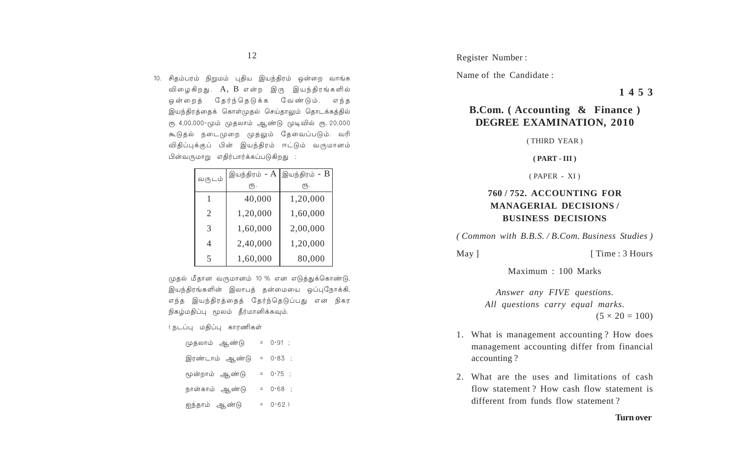10. சிதம்பரம் நிறுமம் புதிய இயந்திரம் ஒன்றை வாங்க விழைகிறது. A, B என்ற இரு இயந்திரங்களில் ஒன்றைத் தேர்ந்தெடுக்க வேண்டும். எந்த இயந்திரத்தைக் கொள்முதல் செய்தாலும் தொடக்கத்தில் ரூ. 4,00,000-மும் முதலாம் ஆண்டு முடிவில் ரூ. 20,000 கூடுதல் நடைமுறை முதலும் தேவைப்படும். வரி விதிப்புக்குப் பின் இயந்திரம் ஈட்டும் வருமானம் பின்வருமாறு எதிர்பார்க்கப்படுகிறது :

| வருடம் | இயந்திரம் - A ரூ. | இயந்திரம் - B ரூ. |
|---|---|---|
| 1 | 40,000 | 1,20,000 |
| 2 | 1,20,000 | 1,60,000 |
| 3 | 1,60,000 | 2,00,000 |
| 4 | 2,40,000 | 1,20,000 |
| 5 | 1,60,000 | 80,000 |

முதல் மீதான வருமானம் 10 % என எடுத்துக்கொண்டு, இயந்திரங்களின் இலாபத் தன்மையை ஒப்புநோக்கி, எந்த இயந்திரத்தைத் தேர்ந்தெடுப்பது என நிகர நிகழ்மதிப்பு மூலம் தீர்மானிக்கவும்.

( நடப்பு மதிப்பு காரணிகள்

முதலாம் ஆண்டு = 0·91 ;

இரண்டாம் ஆண்டு = 0·83 ;

மூன்றாம் ஆண்டு = 0·75 ;

நான்காம் ஆண்டு = 0·68 ;

ஐந்தாம் ஆண்டு = 0·62 )

Register Number :

Name of the Candidate :

**1 4 5 3**

## B.Com. ( Accounting & Finance ) DEGREE EXAMINATION, 2010

( THIRD YEAR )

**( PART - III )**

( PAPER - XI )

### 760 / 752. ACCOUNTING FOR MANAGERIAL DECISIONS / BUSINESS DECISIONS

*( Common with B.B.S. / B.Com. Business Studies )*

May ] [ Time : 3 Hours

Maximum : 100 Marks

*Answer any FIVE questions.*
*All questions carry equal marks.*
$(5 \times 20 = 100)$

1. What is management accounting ? How does management accounting differ from financial accounting ?

2. What are the uses and limitations of cash flow statement ? How cash flow statement is different from funds flow statement ?

**Turn over**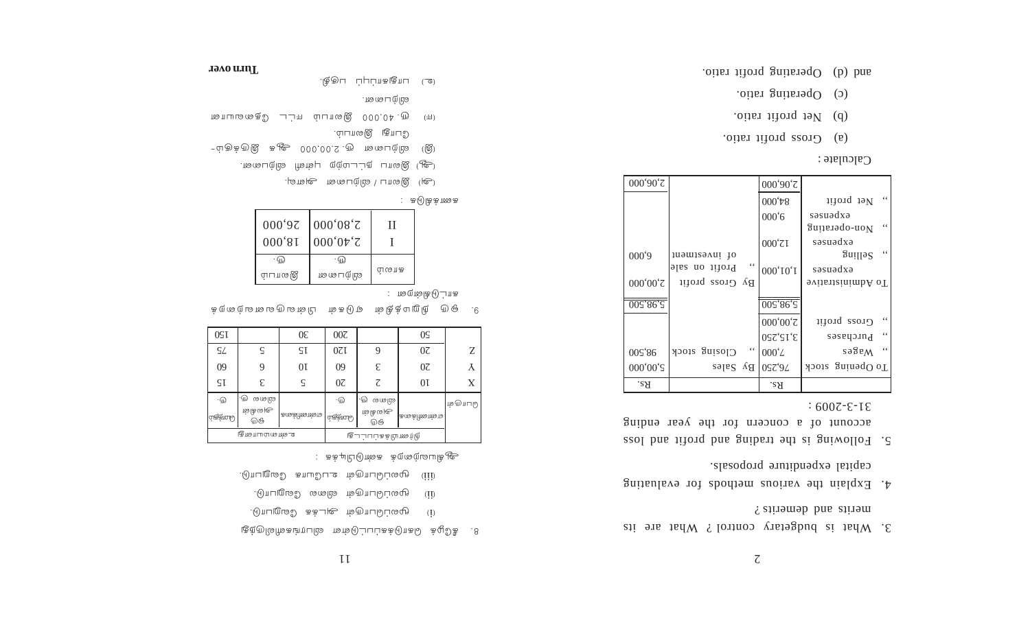3. What is budgetary control? What are its merits and demerits?

4. Explain the various methods for evaluating capital expenditure proposals.

5. Following is the trading and profit and loss account of a concern for the year ending 31-3-2009 :

| | Rs. | | Rs. |
|---|---|---|---|
| To Opening stock | 76,250 | By Sales | 5,00,000 |
| " Wages | 7,000 | " Closing stock | 98,500 |
| " Purchases | 3,15,250 | | |
| " Gross profit | 2,00,000 | | |
| | 5,98,500 | | 5,98,500 |
| To Administrative expenses | 1,01,000 | By Gross profit | 2,00,000 |
| " Selling expenses | 12,000 | " Profit on sale of investment | 6,000 |
| " Non-operating expenses | 9,000 | | |
| " Net profit | 84,000 | | |
| | 2,06,000 | | 2,06,000 |

Calculate :

(a) Gross profit ratio.

(b) Net profit ratio.

(c) Operating ratio.

and (d) Operating profit ratio.

8. கீழ்க் கொடுக்கப்பட்டுள்ள விபரங்களிலிருந்து

(i) மூலப்பொருள் அடக்க வேறுபாடு.

(ii) மூலப்பொருள் விலை வேறுபாடு.

(iii) மூலப்பொருள் உபயோக வேறுபாடு.

ஆகியவற்றைக் கண்டுபிடிக்க :

| பொருள் | திட்டமிடப்பட்டது | | | உண்மையானது | | |
|---|---|---|---|---|---|---|
| | எண்ணிக்கை | ஒரு அலகின் விலை ரூ. | மொத்தம் ரூ. | எண்ணிக்கை | ஒரு அலகின் விலை ரூ. | மொத்தம் ரூ. |
| X | 10 | 2 | 20 | 5 | 3 | 15 |
| Y | 20 | 3 | 60 | 10 | 6 | 60 |
| Z | 20 | 6 | 120 | 15 | 5 | 75 |
| | 50 | | 200 | 30 | | 150 |

9. ஒரு நிறுவனத்தின் இரண்டு வருடங்களின் விவரங்கள் கொடுக்கப்பட்டுள்ளன :

| காலம் | விற்பனை ரூ. | இலாபம் ரூ. |
|---|---|---|
| I | 2,40,000 | 18,000 |
| II | 2,80,000 | 26,000 |

கணக்கிடு :

(அ) இலாப / விற்பனை அளவு.

(ஆ) இலாப நட்டமற்ற புள்ளி விற்பனை.

(இ) விற்பனை ரூ. 2,00,000 ஆக இருக்கும்போது இலாபம்.

(ஈ) ரூ. 40,000 இலாபம் ஈட்ட தேவையான விற்பனை.

(உ) பாதுகாப்பு பகுதி.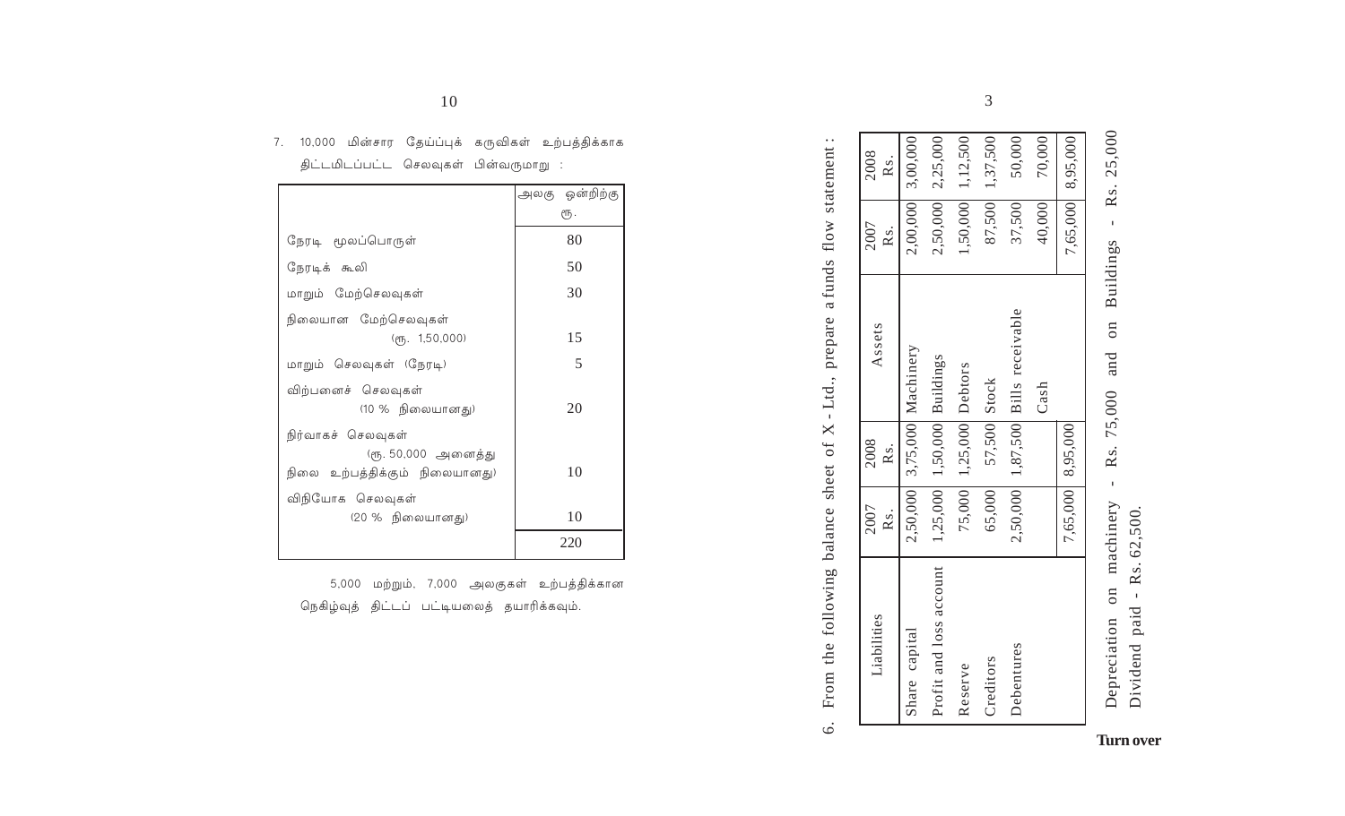7. 10,000 மின்சார தேய்ப்புக் கருவிகள் உற்பத்திக்காக திட்டமிடப்பட்ட செலவுகள் பின்வருமாறு :

| | அலகு ஒன்றிற்கு ரூ. |
|---|---|
| நேரடி மூலப்பொருள் | 80 |
| நேரடிக் கூலி | 50 |
| மாறும் மேற்செலவுகள் | 30 |
| நிலையான மேற்செலவுகள் (ரூ. 1,50,000) | 15 |
| மாறும் செலவுகள் (நேரடி) | 5 |
| விற்பனைச் செலவுகள் (10 % நிலையானது) | 20 |
| நிர்வாகச் செலவுகள் (ரூ. 50,000 அனைத்து நிலை உற்பத்திக்கும் நிலையானது) | 10 |
| விநியோக செலவுகள் (20 % நிலையானது) | 10 |
| | 220 |

5,000 மற்றும், 7,000 அலகுகள் உற்பத்திக்கான நெகிழ்வுத் திட்டப் பட்டியலைத் தயாரிக்கவும்.

6. From the following balance sheet of X - Ltd., prepare a funds flow statement :

| Liabilities | 2007 Rs. | 2008 Rs. | Assets | 2007 Rs. | 2008 Rs. |
|---|---|---|---|---|---|
| Share capital | 2,50,000 | 3,75,000 | Machinery | 2,00,000 | 3,00,000 |
| Profit and loss account | 1,25,000 | 1,50,000 | Buildings | 2,50,000 | 2,25,000 |
| Reserve | 75,000 | 1,25,000 | Debtors | 1,50,000 | 1,12,500 |
| Creditors | 65,000 | 57,500 | Stock | 87,500 | 1,37,500 |
| Debentures | 2,50,000 | 1,87,500 | Bills receivable | 37,500 | 50,000 |
| | | | Cash | 40,000 | 70,000 |
| | 7,65,000 | 8,95,000 | | 7,65,000 | 8,95,000 |

Depreciation on machinery - Rs. 75,000 and on Buildings - Rs. 25,000

Dividend paid - Rs. 62,500.

**Turn over**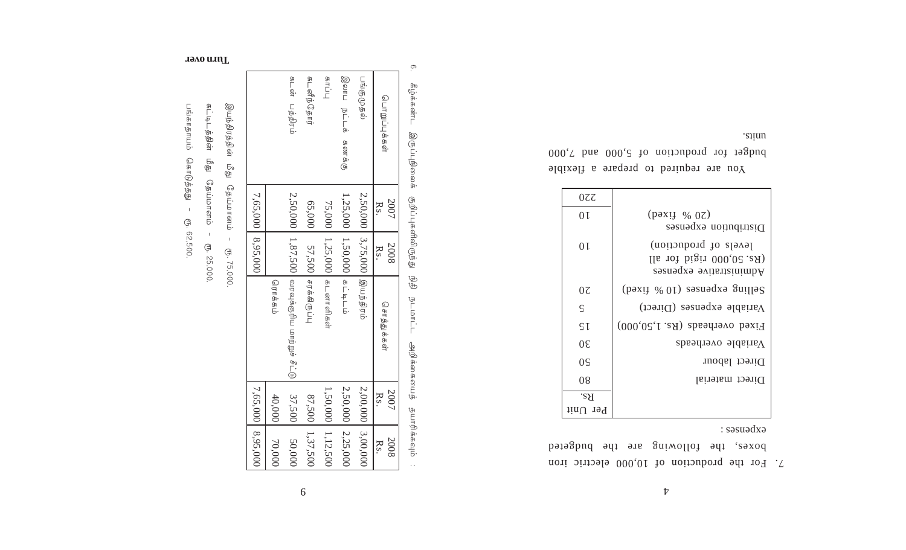6. கீழ்க்கண்ட இருப்புநிலைக் குறிப்புகளிலிருந்து நிதி நடமாட்ட அறிக்கையைத் தயாரிக்கவும் :

| பொறுப்புக்கள் | 2007 Rs. | 2008 Rs. | சொத்துக்கள் | 2007 Rs. | 2008 Rs. |
|---|---|---|---|---|---|
| பங்குமுதல் | 2,50,000 | 3,75,000 | இயந்திரம் | 2,00,000 | 3,00,000 |
| இலாப நட்டக் கணக்கு | 1,25,000 | 1,50,000 | கட்டிடம் | 2,50,000 | 2,25,000 |
| காப்பு | 75,000 | 1,25,000 | கடனாளிகள் | 1,50,000 | 1,12,500 |
| கடனீந்தோர் | 65,000 | 57,500 | சரக்கிருப்பு | 87,500 | 1,37,500 |
| கடன் பத்திரம் | 2,50,000 | 1,87,500 | வரவுக்குரிய மாற்றுச் சீட்டு | 37,500 | 50,000 |
| | | | ரொக்கம் | 40,000 | 70,000 |
| | 7,65,000 | 8,95,000 | | 7,65,000 | 8,95,000 |

இயந்திரத்தின் மீது தேய்மானம் – ரூ. 75,000.

கட்டிடத்தின் மீது தேய்மானம் – ரூ. 25,000.

பங்காதாயம் கொடுத்தது – ரூ. 62,500.

**Turn over**

7. For the production of 10,000 electric iron boxes, the following are the budgeted expenses :

| | Per Unit Rs. |
|---|---|
| Direct material | 80 |
| Direct labour | 50 |
| Variable overheads | 30 |
| Fixed overheads (Rs. 1,50,000) | 15 |
| Variable expenses (Direct) | 5 |
| Selling expenses (10 % fixed) | 20 |
| Administrative expenses (Rs. 50,000 rigid for all levels of production) | 10 |
| Distribution expenses (20 % fixed) | 10 |
| | 220 |

You are required to prepare a flexible budget for production of 5,000 and 7,000 units.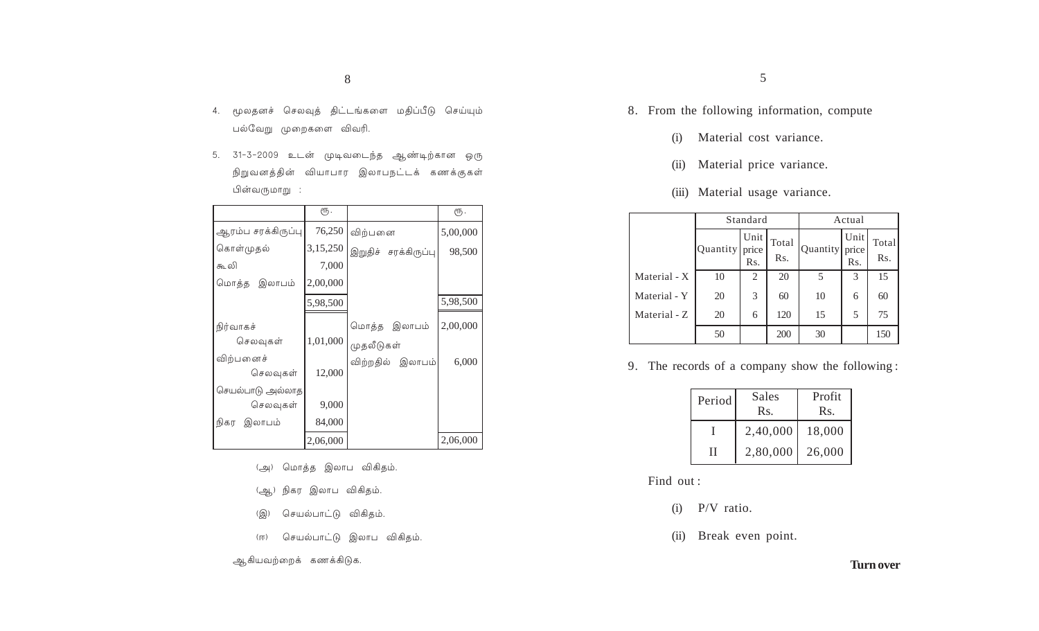4. மூலதனச் செலவுத் திட்டங்களை மதிப்பீடு செய்யும் பல்வேறு முறைகளை விவரி.

5. 31-3-2009 உடன் முடிவடைந்த ஆண்டிற்கான ஒரு நிறுவனத்தின் வியாபார இலாபநட்டக் கணக்குகள் பின்வருமாறு :

| | ரூ. | | ரூ. |
|---|---|---|---|
| ஆரம்ப சரக்கிருப்பு | 76,250 | விற்பனை | 5,00,000 |
| கொள்முதல் | 3,15,250 | இறுதிச் சரக்கிருப்பு | 98,500 |
| கூலி | 7,000 | | |
| மொத்த இலாபம் | 2,00,000 | | |
| | 5,98,500 | | 5,98,500 |
| நிர்வாகச் செலவுகள் | 1,01,000 | மொத்த இலாபம் | 2,00,000 |
| விற்பனைச் செலவுகள் | 12,000 | முதலீடுகள் விற்றதில் இலாபம் | 6,000 |
| செயல்பாடு அல்லாத செலவுகள் | 9,000 | | |
| நிகர இலாபம் | 84,000 | | |
| | 2,06,000 | | 2,06,000 |

(அ) மொத்த இலாப விகிதம்.

(ஆ) நிகர இலாப விகிதம்.

(இ) செயல்பாட்டு விகிதம்.

(ஈ) செயல்பாட்டு இலாப விகிதம்.

ஆகியவற்றைக் கணக்கிடுக.

8. From the following information, compute

(i) Material cost variance.

(ii) Material price variance.

(iii) Material usage variance.

| | Standard | | | Actual | | |
|---|---|---|---|---|---|---|
| | Quantity | Unit price Rs. | Total Rs. | Quantity | Unit price Rs. | Total Rs. |
| Material - X | 10 | 2 | 20 | 5 | 3 | 15 |
| Material - Y | 20 | 3 | 60 | 10 | 6 | 60 |
| Material - Z | 20 | 6 | 120 | 15 | 5 | 75 |
| | 50 | | 200 | 30 | | 150 |

9. The records of a company show the following :

| Period | Sales Rs. | Profit Rs. |
|---|---|---|
| I | 2,40,000 | 18,000 |
| II | 2,80,000 | 26,000 |

Find out :

(i) P/V ratio.

(ii) Break even point.

**Turn over**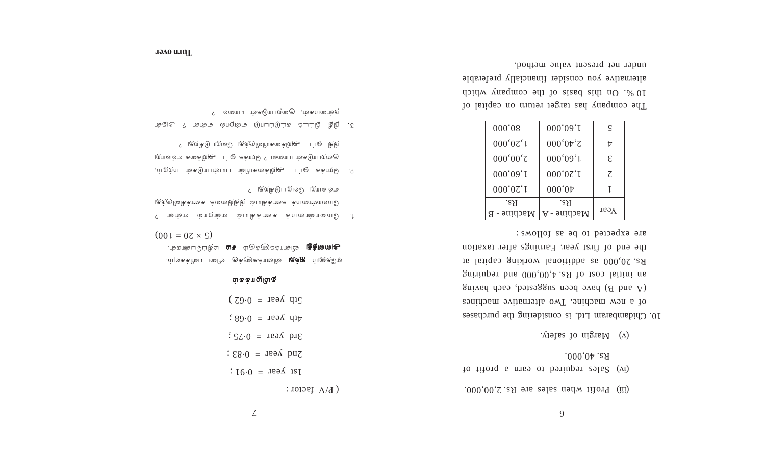(iii) Profit when sales are Rs. 2,00,000.

(iv) Sales required to earn a profit of Rs. 40,000.

(v) Margin of safety.

10. Chidambaram Ltd. is considering the purchases of a new machine. Two alternative machines (A and B) have been suggested, each having an initial cost of Rs. 4,00,000 and requiring Rs. 20,000 as additional working capital at the end of first year. Earnings after taxation are expected to be as follows :

| Year | Machine - A Rs. | Machine - B Rs. |
|---|---|---|
| 1 | 40,000 | 1,20,000 |
| 2 | 1,20,000 | 1,60,000 |
| 3 | 1,60,000 | 2,00,000 |
| 4 | 2,40,000 | 1,20,000 |
| 5 | 1,60,000 | 80,000 |

The company has target return on capital of 10 %. On this basis of the company which alternative you consider financially preferable under net present value method.

( P/V factor :

1st year = 0·91 ;

2nd year = 0·83 ;

3rd year = 0·75 ;

4th year = 0·68 ;

5th year = 0·62 )

## தமிழாக்கம்

ஏதேனும் **ஐந்து** வினாக்களுக்கு விடையளிக்கவும். **அனைத்து** வினாக்களுக்கும் **சம** மதிப்பெண்கள்.

(5 × 20 = 100)

1. மேலாண்மை கணக்கியல் என்றால் என்ன ? மேலாண்மை கணக்கியல் நிதிநிலை கணக்கியலிருந்து எவ்வாறு வேறுபடுகிறது ?

2. ரொக்க ஓட்ட அறிக்கையின் பயன்பாட்டின் பட்டியல். அதனுடைய வரம்புகள் யாவை ? ரொக்க ஓட்ட அறிக்கை எவ்வாறு நிதி ஓட்ட அறிக்கையிலிருந்து வேறுபடுகிறது ?

3. நிதி திட்டக் கட்டுப்பாடு என்றால் என்ன ? அதன் நன்மைகள், குறைபாடுகள் யாவை ?